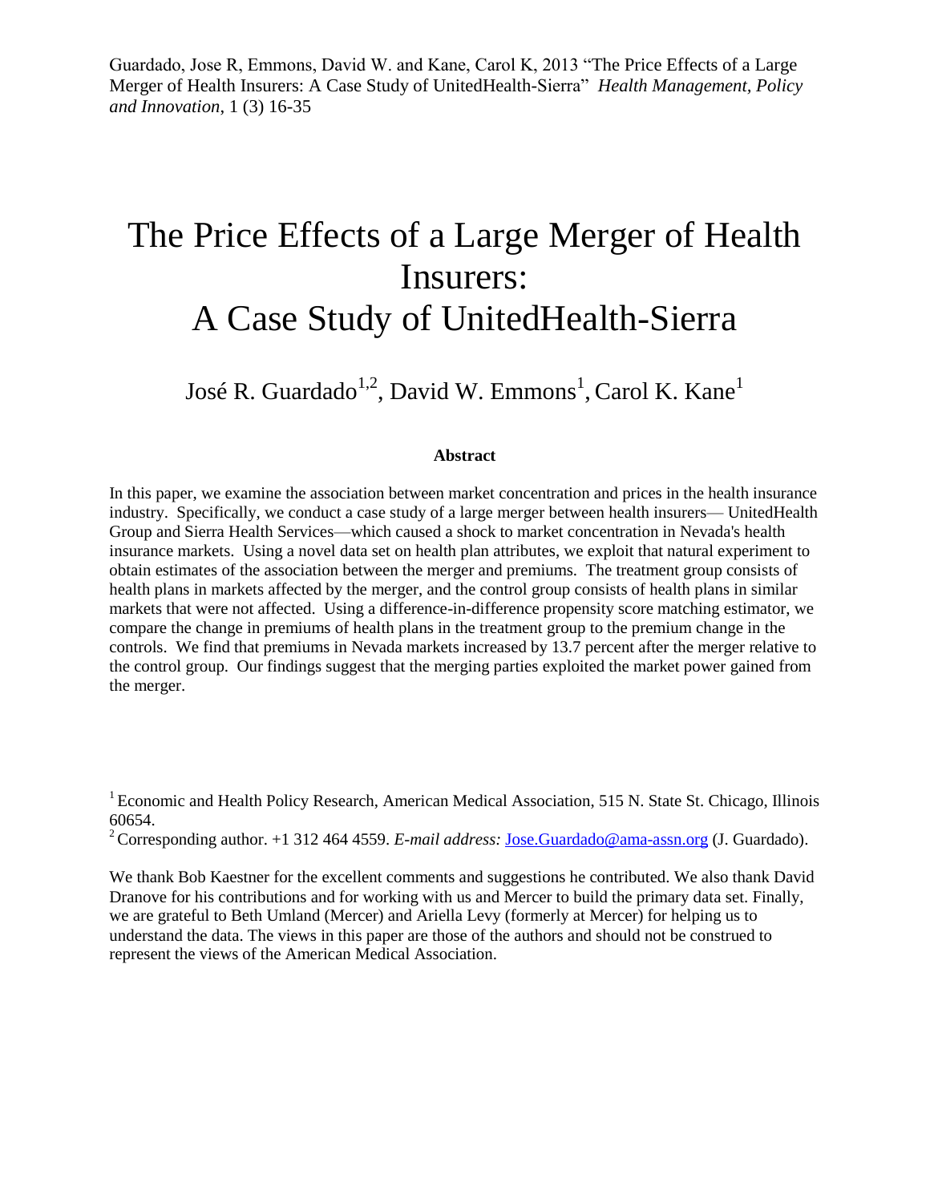Guardado, Jose R, Emmons, David W. and Kane, Carol K, 2013 "The Price Effects of a Large Merger of Health Insurers: A Case Study of UnitedHealth-Sierra" *Health Management, Policy and Innovation*, 1 (3) 16-35

# The Price Effects of a Large Merger of Health Insurers: A Case Study of UnitedHealth-Sierra

José R. Guardado[1,2], David W. Emmons[1], Carol K. Kane[1]

**Abstract**

In this paper, we examine the association between market concentration and prices in the health insurance industry. Specifically, we conduct a case study of a large merger between health insurers— UnitedHealth Group and Sierra Health Services—which caused a shock to market concentration in Nevada's health insurance markets. Using a novel data set on health plan attributes, we exploit that natural experiment to obtain estimates of the association between the merger and premiums. The treatment group consists of health plans in markets affected by the merger, and the control group consists of health plans in similar markets that were not affected. Using a difference-in-difference propensity score matching estimator, we compare the change in premiums of health plans in the treatment group to the premium change in the controls. We find that premiums in Nevada markets increased by 13.7 percent after the merger relative to the control group. Our findings suggest that the merging parties exploited the market power gained from the merger.

[1] Economic and Health Policy Research, American Medical Association, 515 N. State St. Chicago, Illinois 60654.

[2] Corresponding author. +1 312 464 4559. *E-mail address:* Jose.Guardado@ama-assn.org (J. Guardado).

We thank Bob Kaestner for the excellent comments and suggestions he contributed. We also thank David Dranove for his contributions and for working with us and Mercer to build the primary data set. Finally, we are grateful to Beth Umland (Mercer) and Ariella Levy (formerly at Mercer) for helping us to understand the data. The views in this paper are those of the authors and should not be construed to represent the views of the American Medical Association.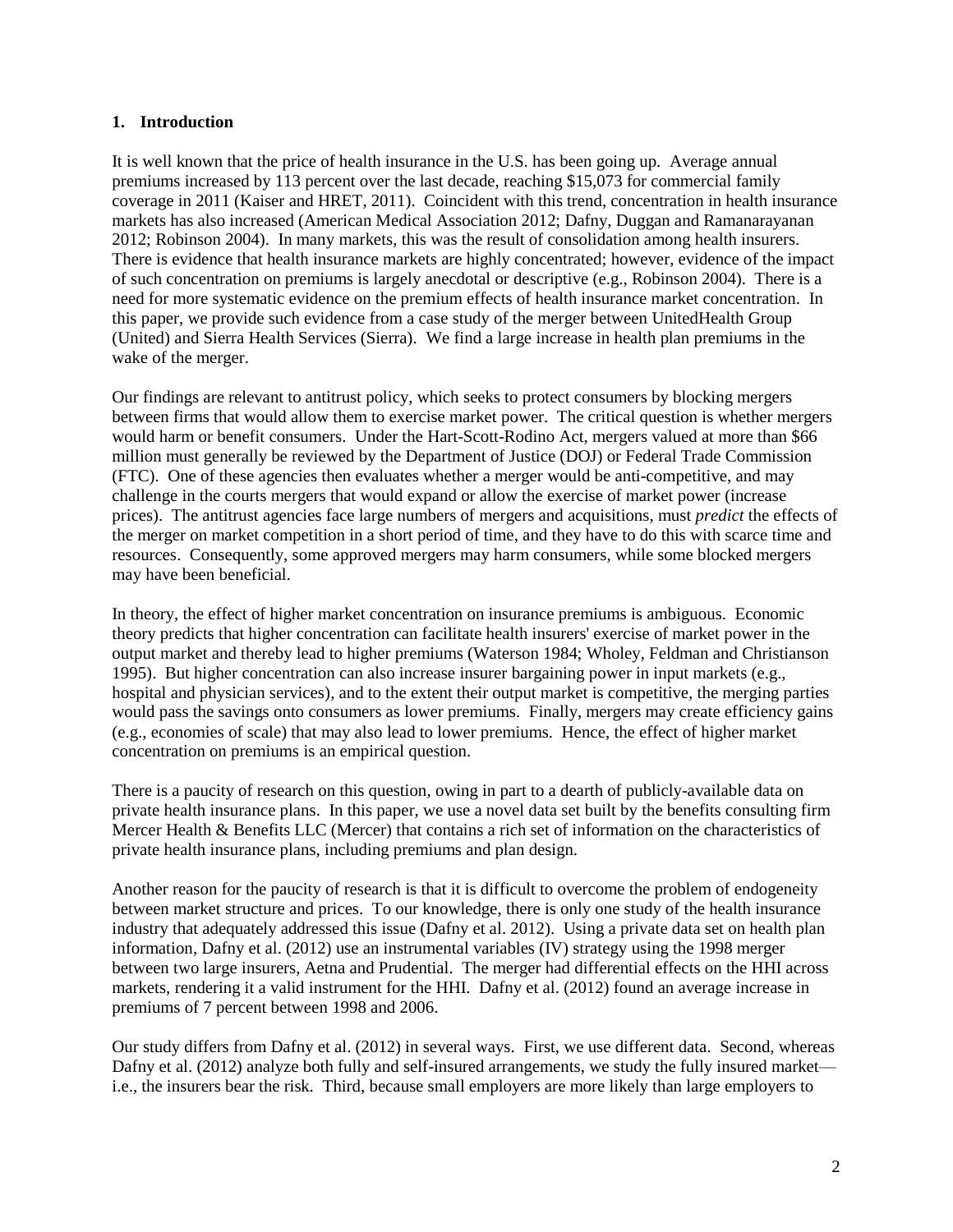## 1. Introduction

It is well known that the price of health insurance in the U.S. has been going up. Average annual premiums increased by 113 percent over the last decade, reaching $15,073 for commercial family coverage in 2011 (Kaiser and HRET, 2011). Coincident with this trend, concentration in health insurance markets has also increased (American Medical Association 2012; Dafny, Duggan and Ramanarayanan 2012; Robinson 2004). In many markets, this was the result of consolidation among health insurers. There is evidence that health insurance markets are highly concentrated; however, evidence of the impact of such concentration on premiums is largely anecdotal or descriptive (e.g., Robinson 2004). There is a need for more systematic evidence on the premium effects of health insurance market concentration. In this paper, we provide such evidence from a case study of the merger between UnitedHealth Group (United) and Sierra Health Services (Sierra). We find a large increase in health plan premiums in the wake of the merger.

Our findings are relevant to antitrust policy, which seeks to protect consumers by blocking mergers between firms that would allow them to exercise market power. The critical question is whether mergers would harm or benefit consumers. Under the Hart-Scott-Rodino Act, mergers valued at more than $66 million must generally be reviewed by the Department of Justice (DOJ) or Federal Trade Commission (FTC). One of these agencies then evaluates whether a merger would be anti-competitive, and may challenge in the courts mergers that would expand or allow the exercise of market power (increase prices). The antitrust agencies face large numbers of mergers and acquisitions, must *predict* the effects of the merger on market competition in a short period of time, and they have to do this with scarce time and resources. Consequently, some approved mergers may harm consumers, while some blocked mergers may have been beneficial.

In theory, the effect of higher market concentration on insurance premiums is ambiguous. Economic theory predicts that higher concentration can facilitate health insurers' exercise of market power in the output market and thereby lead to higher premiums (Waterson 1984; Wholey, Feldman and Christianson 1995). But higher concentration can also increase insurer bargaining power in input markets (e.g., hospital and physician services), and to the extent their output market is competitive, the merging parties would pass the savings onto consumers as lower premiums. Finally, mergers may create efficiency gains (e.g., economies of scale) that may also lead to lower premiums. Hence, the effect of higher market concentration on premiums is an empirical question.

There is a paucity of research on this question, owing in part to a dearth of publicly-available data on private health insurance plans. In this paper, we use a novel data set built by the benefits consulting firm Mercer Health & Benefits LLC (Mercer) that contains a rich set of information on the characteristics of private health insurance plans, including premiums and plan design.

Another reason for the paucity of research is that it is difficult to overcome the problem of endogeneity between market structure and prices. To our knowledge, there is only one study of the health insurance industry that adequately addressed this issue (Dafny et al. 2012). Using a private data set on health plan information, Dafny et al. (2012) use an instrumental variables (IV) strategy using the 1998 merger between two large insurers, Aetna and Prudential. The merger had differential effects on the HHI across markets, rendering it a valid instrument for the HHI. Dafny et al. (2012) found an average increase in premiums of 7 percent between 1998 and 2006.

Our study differs from Dafny et al. (2012) in several ways. First, we use different data. Second, whereas Dafny et al. (2012) analyze both fully and self-insured arrangements, we study the fully insured market—i.e., the insurers bear the risk. Third, because small employers are more likely than large employers to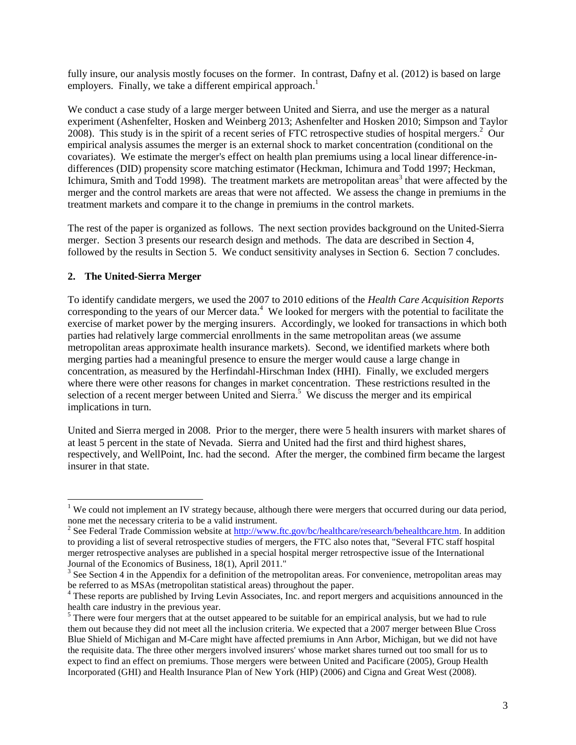fully insure, our analysis mostly focuses on the former. In contrast, Dafny et al. (2012) is based on large employers. Finally, we take a different empirical approach.[1]

We conduct a case study of a large merger between United and Sierra, and use the merger as a natural experiment (Ashenfelter, Hosken and Weinberg 2013; Ashenfelter and Hosken 2010; Simpson and Taylor 2008). This study is in the spirit of a recent series of FTC retrospective studies of hospital mergers.[2] Our empirical analysis assumes the merger is an external shock to market concentration (conditional on the covariates). We estimate the merger's effect on health plan premiums using a local linear difference-in-differences (DID) propensity score matching estimator (Heckman, Ichimura and Todd 1997; Heckman, Ichimura, Smith and Todd 1998). The treatment markets are metropolitan areas[3] that were affected by the merger and the control markets are areas that were not affected. We assess the change in premiums in the treatment markets and compare it to the change in premiums in the control markets.

The rest of the paper is organized as follows. The next section provides background on the United-Sierra merger. Section 3 presents our research design and methods. The data are described in Section 4, followed by the results in Section 5. We conduct sensitivity analyses in Section 6. Section 7 concludes.

## 2. The United-Sierra Merger

To identify candidate mergers, we used the 2007 to 2010 editions of the *Health Care Acquisition Reports* corresponding to the years of our Mercer data.[4] We looked for mergers with the potential to facilitate the exercise of market power by the merging insurers. Accordingly, we looked for transactions in which both parties had relatively large commercial enrollments in the same metropolitan areas (we assume metropolitan areas approximate health insurance markets). Second, we identified markets where both merging parties had a meaningful presence to ensure the merger would cause a large change in concentration, as measured by the Herfindahl-Hirschman Index (HHI). Finally, we excluded mergers where there were other reasons for changes in market concentration. These restrictions resulted in the selection of a recent merger between United and Sierra.[5] We discuss the merger and its empirical implications in turn.

United and Sierra merged in 2008. Prior to the merger, there were 5 health insurers with market shares of at least 5 percent in the state of Nevada. Sierra and United had the first and third highest shares, respectively, and WellPoint, Inc. had the second. After the merger, the combined firm became the largest insurer in that state.

---

[1] We could not implement an IV strategy because, although there were mergers that occurred during our data period, none met the necessary criteria to be a valid instrument.

[2] See Federal Trade Commission website at http://www.ftc.gov/bc/healthcare/research/behealthcare.htm. In addition to providing a list of several retrospective studies of mergers, the FTC also notes that, "Several FTC staff hospital merger retrospective analyses are published in a special hospital merger retrospective issue of the International Journal of the Economics of Business, 18(1), April 2011."

[3] See Section 4 in the Appendix for a definition of the metropolitan areas. For convenience, metropolitan areas may be referred to as MSAs (metropolitan statistical areas) throughout the paper.

[4] These reports are published by Irving Levin Associates, Inc. and report mergers and acquisitions announced in the health care industry in the previous year.

[5] There were four mergers that at the outset appeared to be suitable for an empirical analysis, but we had to rule them out because they did not meet all the inclusion criteria. We expected that a 2007 merger between Blue Cross Blue Shield of Michigan and M-Care might have affected premiums in Ann Arbor, Michigan, but we did not have the requisite data. The three other mergers involved insurers' whose market shares turned out too small for us to expect to find an effect on premiums. Those mergers were between United and Pacificare (2005), Group Health Incorporated (GHI) and Health Insurance Plan of New York (HIP) (2006) and Cigna and Great West (2008).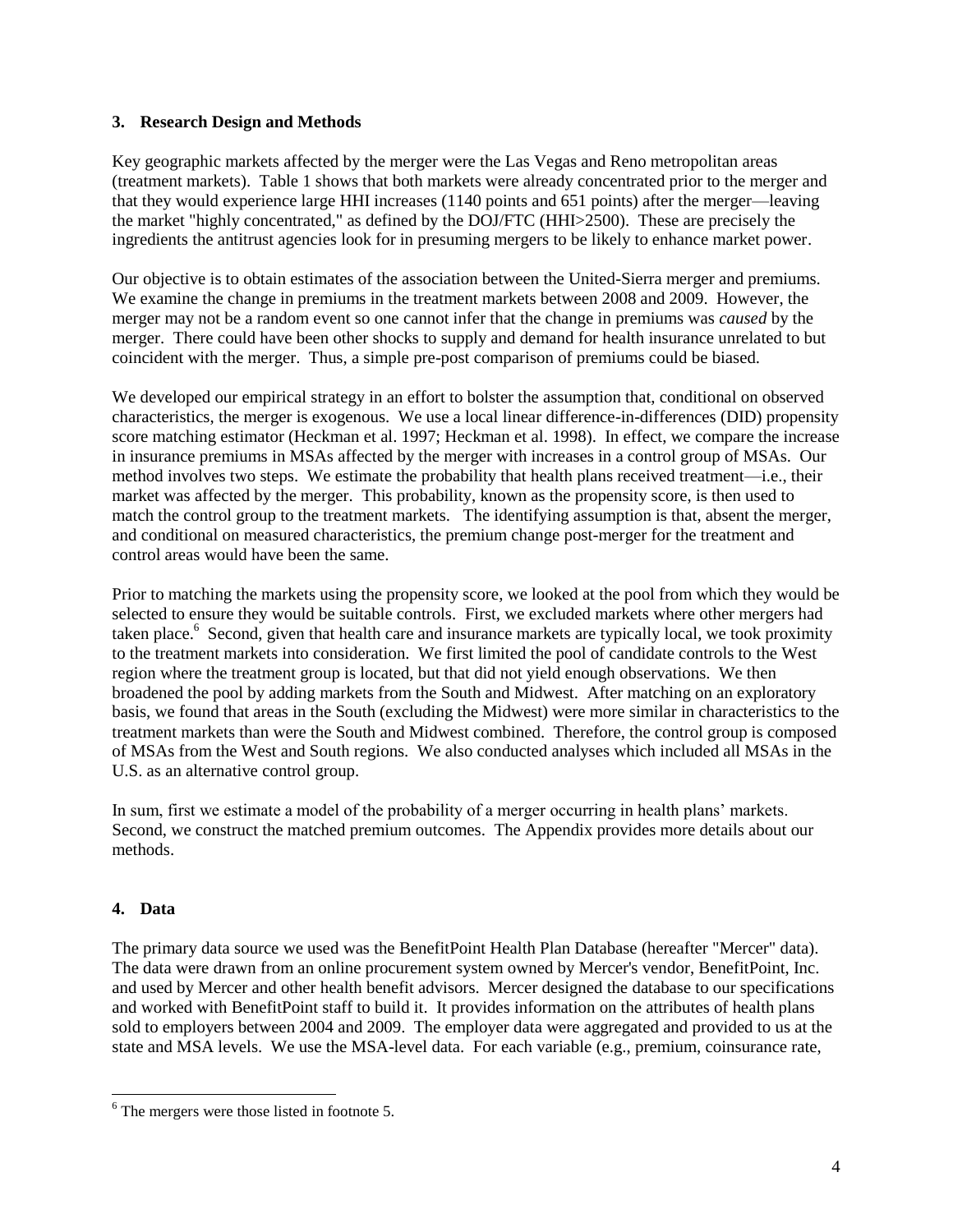## 3. Research Design and Methods

Key geographic markets affected by the merger were the Las Vegas and Reno metropolitan areas (treatment markets). Table 1 shows that both markets were already concentrated prior to the merger and that they would experience large HHI increases (1140 points and 651 points) after the merger—leaving the market "highly concentrated," as defined by the DOJ/FTC (HHI>2500). These are precisely the ingredients the antitrust agencies look for in presuming mergers to be likely to enhance market power.

Our objective is to obtain estimates of the association between the United-Sierra merger and premiums. We examine the change in premiums in the treatment markets between 2008 and 2009. However, the merger may not be a random event so one cannot infer that the change in premiums was *caused* by the merger. There could have been other shocks to supply and demand for health insurance unrelated to but coincident with the merger. Thus, a simple pre-post comparison of premiums could be biased.

We developed our empirical strategy in an effort to bolster the assumption that, conditional on observed characteristics, the merger is exogenous. We use a local linear difference-in-differences (DID) propensity score matching estimator (Heckman et al. 1997; Heckman et al. 1998). In effect, we compare the increase in insurance premiums in MSAs affected by the merger with increases in a control group of MSAs. Our method involves two steps. We estimate the probability that health plans received treatment—i.e., their market was affected by the merger. This probability, known as the propensity score, is then used to match the control group to the treatment markets. The identifying assumption is that, absent the merger, and conditional on measured characteristics, the premium change post-merger for the treatment and control areas would have been the same.

Prior to matching the markets using the propensity score, we looked at the pool from which they would be selected to ensure they would be suitable controls. First, we excluded markets where other mergers had taken place.[6] Second, given that health care and insurance markets are typically local, we took proximity to the treatment markets into consideration. We first limited the pool of candidate controls to the West region where the treatment group is located, but that did not yield enough observations. We then broadened the pool by adding markets from the South and Midwest. After matching on an exploratory basis, we found that areas in the South (excluding the Midwest) were more similar in characteristics to the treatment markets than were the South and Midwest combined. Therefore, the control group is composed of MSAs from the West and South regions. We also conducted analyses which included all MSAs in the U.S. as an alternative control group.

In sum, first we estimate a model of the probability of a merger occurring in health plans' markets. Second, we construct the matched premium outcomes. The Appendix provides more details about our methods.

## 4. Data

The primary data source we used was the BenefitPoint Health Plan Database (hereafter "Mercer" data). The data were drawn from an online procurement system owned by Mercer's vendor, BenefitPoint, Inc. and used by Mercer and other health benefit advisors. Mercer designed the database to our specifications and worked with BenefitPoint staff to build it. It provides information on the attributes of health plans sold to employers between 2004 and 2009. The employer data were aggregated and provided to us at the state and MSA levels. We use the MSA-level data. For each variable (e.g., premium, coinsurance rate,

---

[6] The mergers were those listed in footnote 5.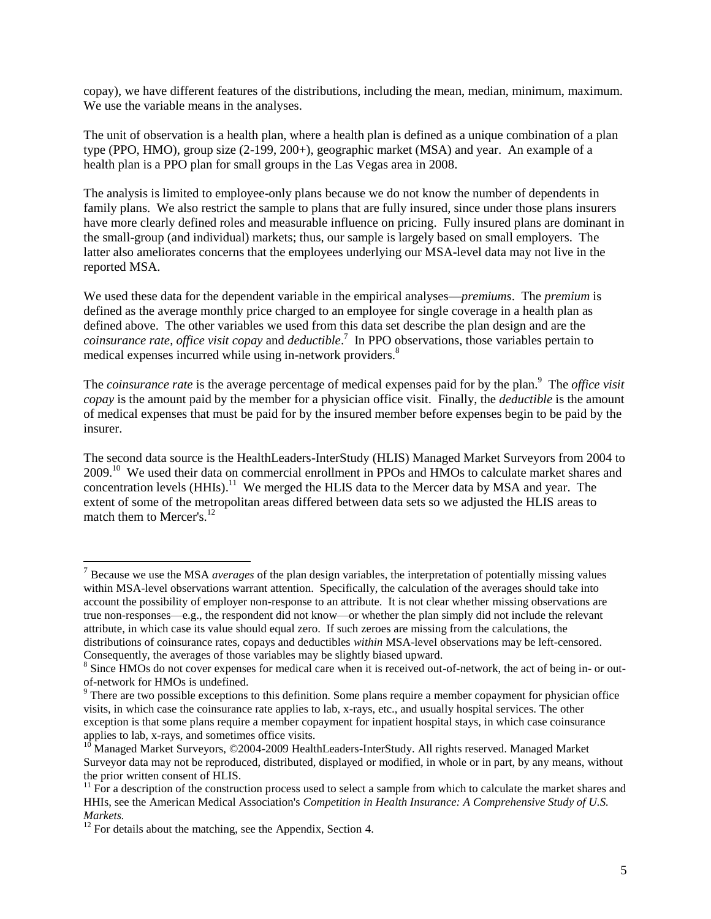copay), we have different features of the distributions, including the mean, median, minimum, maximum. We use the variable means in the analyses.

The unit of observation is a health plan, where a health plan is defined as a unique combination of a plan type (PPO, HMO), group size (2-199, 200+), geographic market (MSA) and year. An example of a health plan is a PPO plan for small groups in the Las Vegas area in 2008.

The analysis is limited to employee-only plans because we do not know the number of dependents in family plans. We also restrict the sample to plans that are fully insured, since under those plans insurers have more clearly defined roles and measurable influence on pricing. Fully insured plans are dominant in the small-group (and individual) markets; thus, our sample is largely based on small employers. The latter also ameliorates concerns that the employees underlying our MSA-level data may not live in the reported MSA.

We used these data for the dependent variable in the empirical analyses—*premiums*. The *premium* is defined as the average monthly price charged to an employee for single coverage in a health plan as defined above. The other variables we used from this data set describe the plan design and are the *coinsurance rate*, *office visit copay* and *deductible*.[7] In PPO observations, those variables pertain to medical expenses incurred while using in-network providers.[8]

The *coinsurance rate* is the average percentage of medical expenses paid for by the plan.[9] The *office visit copay* is the amount paid by the member for a physician office visit. Finally, the *deductible* is the amount of medical expenses that must be paid for by the insured member before expenses begin to be paid by the insurer.

The second data source is the HealthLeaders-InterStudy (HLIS) Managed Market Surveyors from 2004 to 2009.[10] We used their data on commercial enrollment in PPOs and HMOs to calculate market shares and concentration levels (HHIs).[11] We merged the HLIS data to the Mercer data by MSA and year. The extent of some of the metropolitan areas differed between data sets so we adjusted the HLIS areas to match them to Mercer's.[12]

---

[7] Because we use the MSA *averages* of the plan design variables, the interpretation of potentially missing values within MSA-level observations warrant attention. Specifically, the calculation of the averages should take into account the possibility of employer non-response to an attribute. It is not clear whether missing observations are true non-responses—e.g., the respondent did not know—or whether the plan simply did not include the relevant attribute, in which case its value should equal zero. If such zeroes are missing from the calculations, the distributions of coinsurance rates, copays and deductibles *within* MSA-level observations may be left-censored. Consequently, the averages of those variables may be slightly biased upward.

[8] Since HMOs do not cover expenses for medical care when it is received out-of-network, the act of being in- or out-of-network for HMOs is undefined.

[9] There are two possible exceptions to this definition. Some plans require a member copayment for physician office visits, in which case the coinsurance rate applies to lab, x-rays, etc., and usually hospital services. The other exception is that some plans require a member copayment for inpatient hospital stays, in which case coinsurance applies to lab, x-rays, and sometimes office visits.

[10] Managed Market Surveyors, ©2004-2009 HealthLeaders-InterStudy. All rights reserved. Managed Market Surveyor data may not be reproduced, distributed, displayed or modified, in whole or in part, by any means, without the prior written consent of HLIS.

[11] For a description of the construction process used to select a sample from which to calculate the market shares and HHIs, see the American Medical Association's *Competition in Health Insurance: A Comprehensive Study of U.S. Markets.*

[12] For details about the matching, see the Appendix, Section 4.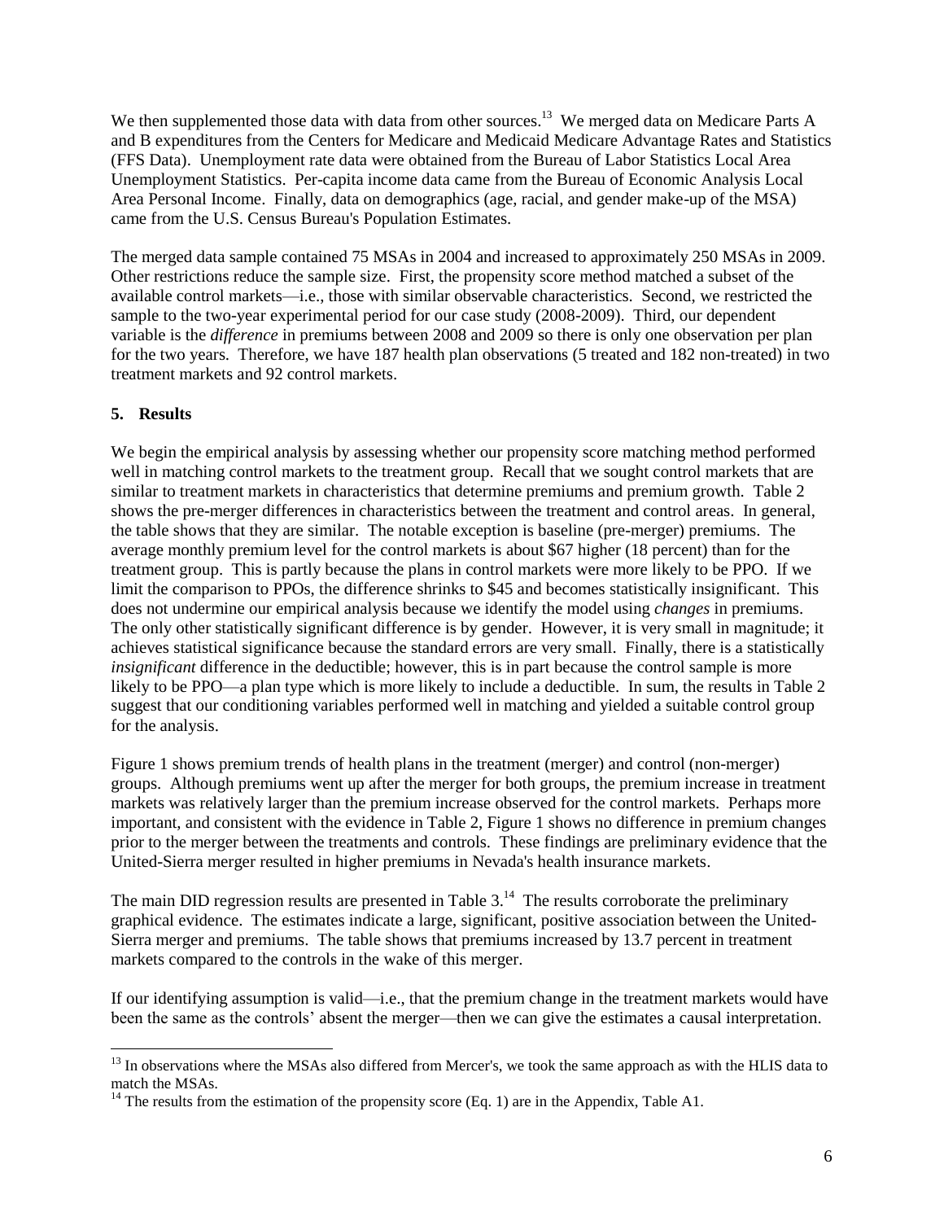We then supplemented those data with data from other sources.[13] We merged data on Medicare Parts A and B expenditures from the Centers for Medicare and Medicaid Medicare Advantage Rates and Statistics (FFS Data). Unemployment rate data were obtained from the Bureau of Labor Statistics Local Area Unemployment Statistics. Per-capita income data came from the Bureau of Economic Analysis Local Area Personal Income. Finally, data on demographics (age, racial, and gender make-up of the MSA) came from the U.S. Census Bureau's Population Estimates.

The merged data sample contained 75 MSAs in 2004 and increased to approximately 250 MSAs in 2009. Other restrictions reduce the sample size. First, the propensity score method matched a subset of the available control markets—i.e., those with similar observable characteristics. Second, we restricted the sample to the two-year experimental period for our case study (2008-2009). Third, our dependent variable is the *difference* in premiums between 2008 and 2009 so there is only one observation per plan for the two years. Therefore, we have 187 health plan observations (5 treated and 182 non-treated) in two treatment markets and 92 control markets.

## 5. Results

We begin the empirical analysis by assessing whether our propensity score matching method performed well in matching control markets to the treatment group. Recall that we sought control markets that are similar to treatment markets in characteristics that determine premiums and premium growth. Table 2 shows the pre-merger differences in characteristics between the treatment and control areas. In general, the table shows that they are similar. The notable exception is baseline (pre-merger) premiums. The average monthly premium level for the control markets is about $67 higher (18 percent) than for the treatment group. This is partly because the plans in control markets were more likely to be PPO. If we limit the comparison to PPOs, the difference shrinks to $45 and becomes statistically insignificant. This does not undermine our empirical analysis because we identify the model using *changes* in premiums. The only other statistically significant difference is by gender. However, it is very small in magnitude; it achieves statistical significance because the standard errors are very small. Finally, there is a statistically *insignificant* difference in the deductible; however, this is in part because the control sample is more likely to be PPO—a plan type which is more likely to include a deductible. In sum, the results in Table 2 suggest that our conditioning variables performed well in matching and yielded a suitable control group for the analysis.

Figure 1 shows premium trends of health plans in the treatment (merger) and control (non-merger) groups. Although premiums went up after the merger for both groups, the premium increase in treatment markets was relatively larger than the premium increase observed for the control markets. Perhaps more important, and consistent with the evidence in Table 2, Figure 1 shows no difference in premium changes prior to the merger between the treatments and controls. These findings are preliminary evidence that the United-Sierra merger resulted in higher premiums in Nevada's health insurance markets.

The main DID regression results are presented in Table 3.[14] The results corroborate the preliminary graphical evidence. The estimates indicate a large, significant, positive association between the United-Sierra merger and premiums. The table shows that premiums increased by 13.7 percent in treatment markets compared to the controls in the wake of this merger.

If our identifying assumption is valid—i.e., that the premium change in the treatment markets would have been the same as the controls' absent the merger—then we can give the estimates a causal interpretation.

---

[13] In observations where the MSAs also differed from Mercer's, we took the same approach as with the HLIS data to match the MSAs.

[14] The results from the estimation of the propensity score (Eq. 1) are in the Appendix, Table A1.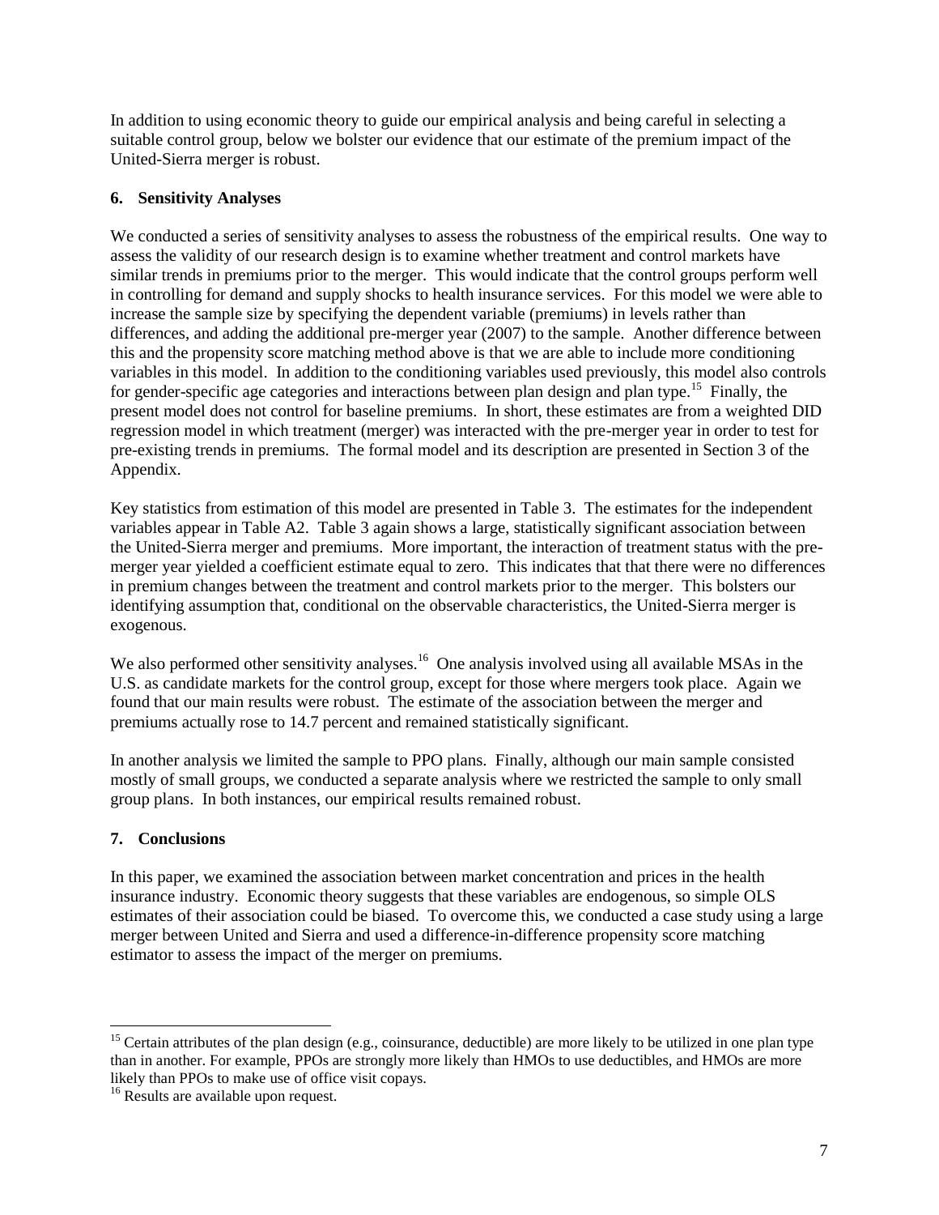In addition to using economic theory to guide our empirical analysis and being careful in selecting a suitable control group, below we bolster our evidence that our estimate of the premium impact of the United-Sierra merger is robust.

## 6. Sensitivity Analyses

We conducted a series of sensitivity analyses to assess the robustness of the empirical results. One way to assess the validity of our research design is to examine whether treatment and control markets have similar trends in premiums prior to the merger. This would indicate that the control groups perform well in controlling for demand and supply shocks to health insurance services. For this model we were able to increase the sample size by specifying the dependent variable (premiums) in levels rather than differences, and adding the additional pre-merger year (2007) to the sample. Another difference between this and the propensity score matching method above is that we are able to include more conditioning variables in this model. In addition to the conditioning variables used previously, this model also controls for gender-specific age categories and interactions between plan design and plan type.[15] Finally, the present model does not control for baseline premiums. In short, these estimates are from a weighted DID regression model in which treatment (merger) was interacted with the pre-merger year in order to test for pre-existing trends in premiums. The formal model and its description are presented in Section 3 of the Appendix.

Key statistics from estimation of this model are presented in Table 3. The estimates for the independent variables appear in Table A2. Table 3 again shows a large, statistically significant association between the United-Sierra merger and premiums. More important, the interaction of treatment status with the pre-merger year yielded a coefficient estimate equal to zero. This indicates that that there were no differences in premium changes between the treatment and control markets prior to the merger. This bolsters our identifying assumption that, conditional on the observable characteristics, the United-Sierra merger is exogenous.

We also performed other sensitivity analyses.[16] One analysis involved using all available MSAs in the U.S. as candidate markets for the control group, except for those where mergers took place. Again we found that our main results were robust. The estimate of the association between the merger and premiums actually rose to 14.7 percent and remained statistically significant.

In another analysis we limited the sample to PPO plans. Finally, although our main sample consisted mostly of small groups, we conducted a separate analysis where we restricted the sample to only small group plans. In both instances, our empirical results remained robust.

## 7. Conclusions

In this paper, we examined the association between market concentration and prices in the health insurance industry. Economic theory suggests that these variables are endogenous, so simple OLS estimates of their association could be biased. To overcome this, we conducted a case study using a large merger between United and Sierra and used a difference-in-difference propensity score matching estimator to assess the impact of the merger on premiums.

---

[15] Certain attributes of the plan design (e.g., coinsurance, deductible) are more likely to be utilized in one plan type than in another. For example, PPOs are strongly more likely than HMOs to use deductibles, and HMOs are more likely than PPOs to make use of office visit copays.

[16] Results are available upon request.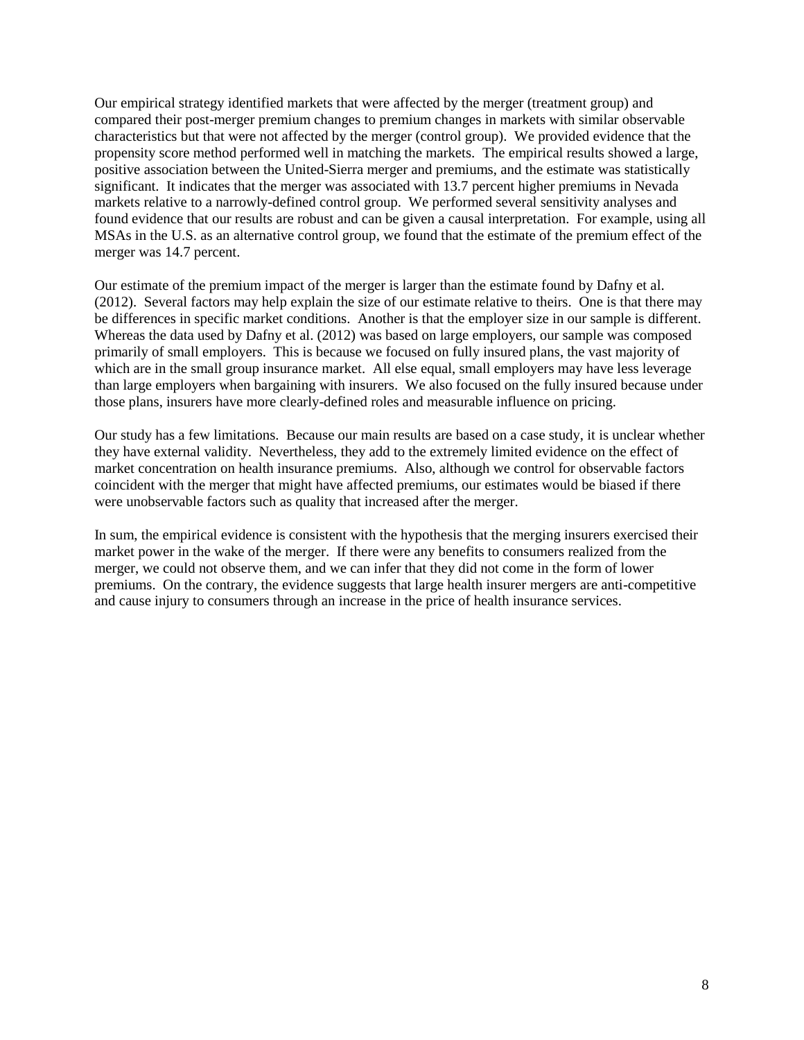Our empirical strategy identified markets that were affected by the merger (treatment group) and compared their post-merger premium changes to premium changes in markets with similar observable characteristics but that were not affected by the merger (control group). We provided evidence that the propensity score method performed well in matching the markets. The empirical results showed a large, positive association between the United-Sierra merger and premiums, and the estimate was statistically significant. It indicates that the merger was associated with 13.7 percent higher premiums in Nevada markets relative to a narrowly-defined control group. We performed several sensitivity analyses and found evidence that our results are robust and can be given a causal interpretation. For example, using all MSAs in the U.S. as an alternative control group, we found that the estimate of the premium effect of the merger was 14.7 percent.

Our estimate of the premium impact of the merger is larger than the estimate found by Dafny et al. (2012). Several factors may help explain the size of our estimate relative to theirs. One is that there may be differences in specific market conditions. Another is that the employer size in our sample is different. Whereas the data used by Dafny et al. (2012) was based on large employers, our sample was composed primarily of small employers. This is because we focused on fully insured plans, the vast majority of which are in the small group insurance market. All else equal, small employers may have less leverage than large employers when bargaining with insurers. We also focused on the fully insured because under those plans, insurers have more clearly-defined roles and measurable influence on pricing.

Our study has a few limitations. Because our main results are based on a case study, it is unclear whether they have external validity. Nevertheless, they add to the extremely limited evidence on the effect of market concentration on health insurance premiums. Also, although we control for observable factors coincident with the merger that might have affected premiums, our estimates would be biased if there were unobservable factors such as quality that increased after the merger.

In sum, the empirical evidence is consistent with the hypothesis that the merging insurers exercised their market power in the wake of the merger. If there were any benefits to consumers realized from the merger, we could not observe them, and we can infer that they did not come in the form of lower premiums. On the contrary, the evidence suggests that large health insurer mergers are anti-competitive and cause injury to consumers through an increase in the price of health insurance services.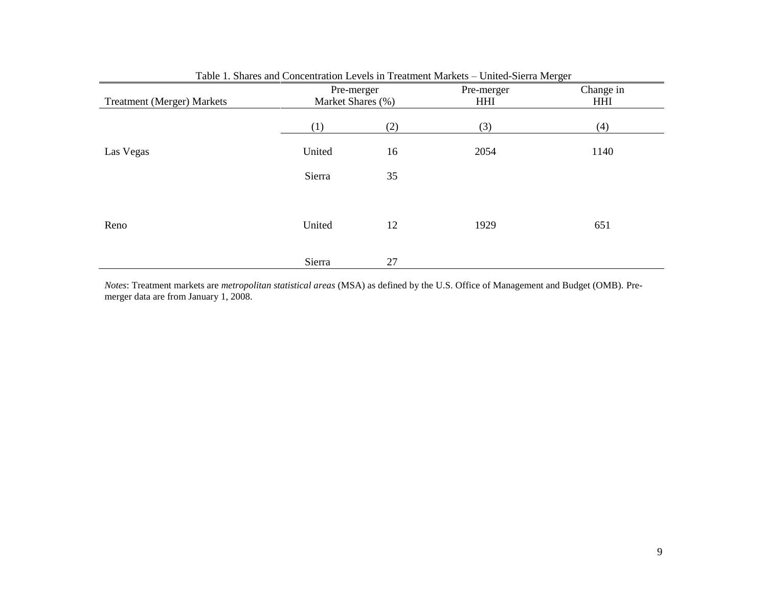Table 1. Shares and Concentration Levels in Treatment Markets – United-Sierra Merger

| Treatment (Merger) Markets | Pre-merger Market Shares (%) | | Pre-merger HHI | Change in HHI |
|---|---|---|---|---|
| | (1) | (2) | (3) | (4) |
| Las Vegas | United | 16 | 2054 | 1140 |
| | Sierra | 35 | | |
| Reno | United | 12 | 1929 | 651 |
| | Sierra | 27 | | |

*Notes*: Treatment markets are *metropolitan statistical areas* (MSA) as defined by the U.S. Office of Management and Budget (OMB). Pre-merger data are from January 1, 2008.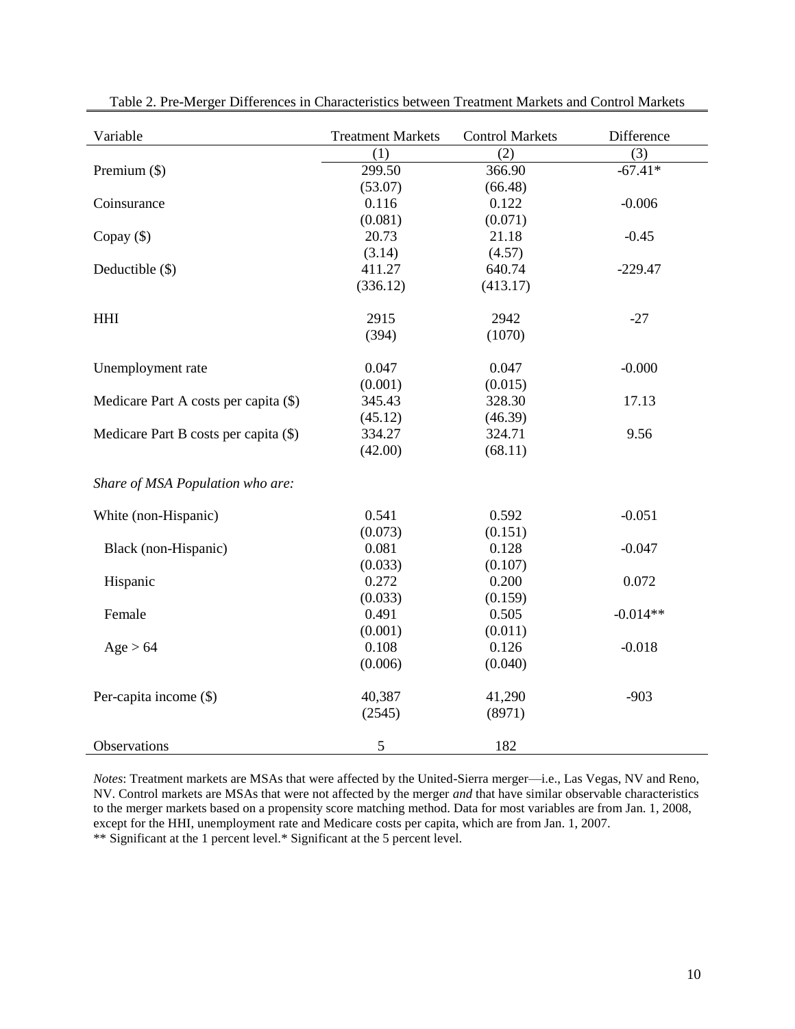Table 2. Pre-Merger Differences in Characteristics between Treatment Markets and Control Markets

| Variable | Treatment Markets | Control Markets | Difference |
|---|---|---|---|
| | (1) | (2) | (3) |
| Premium ($) | 299.50 | 366.90 | -67.41* |
| | (53.07) | (66.48) | |
| Coinsurance | 0.116 | 0.122 | -0.006 |
| | (0.081) | (0.071) | |
| Copay ($) | 20.73 | 21.18 | -0.45 |
| | (3.14) | (4.57) | |
| Deductible ($) | 411.27 | 640.74 | -229.47 |
| | (336.12) | (413.17) | |
| HHI | 2915 | 2942 | -27 |
| | (394) | (1070) | |
| Unemployment rate | 0.047 | 0.047 | -0.000 |
| | (0.001) | (0.015) | |
| Medicare Part A costs per capita ($) | 345.43 | 328.30 | 17.13 |
| | (45.12) | (46.39) | |
| Medicare Part B costs per capita ($) | 334.27 | 324.71 | 9.56 |
| | (42.00) | (68.11) | |
| *Share of MSA Population who are:* | | | |
| White (non-Hispanic) | 0.541 | 0.592 | -0.051 |
| | (0.073) | (0.151) | |
| Black (non-Hispanic) | 0.081 | 0.128 | -0.047 |
| | (0.033) | (0.107) | |
| Hispanic | 0.272 | 0.200 | 0.072 |
| | (0.033) | (0.159) | |
| Female | 0.491 | 0.505 | -0.014** |
| | (0.001) | (0.011) | |
| Age > 64 | 0.108 | 0.126 | -0.018 |
| | (0.006) | (0.040) | |
| Per-capita income ($) | 40,387 | 41,290 | -903 |
| | (2545) | (8971) | |
| Observations | 5 | 182 | |

*Notes*: Treatment markets are MSAs that were affected by the United-Sierra merger—i.e., Las Vegas, NV and Reno, NV. Control markets are MSAs that were not affected by the merger *and* that have similar observable characteristics to the merger markets based on a propensity score matching method. Data for most variables are from Jan. 1, 2008, except for the HHI, unemployment rate and Medicare costs per capita, which are from Jan. 1, 2007.
** Significant at the 1 percent level.* Significant at the 5 percent level.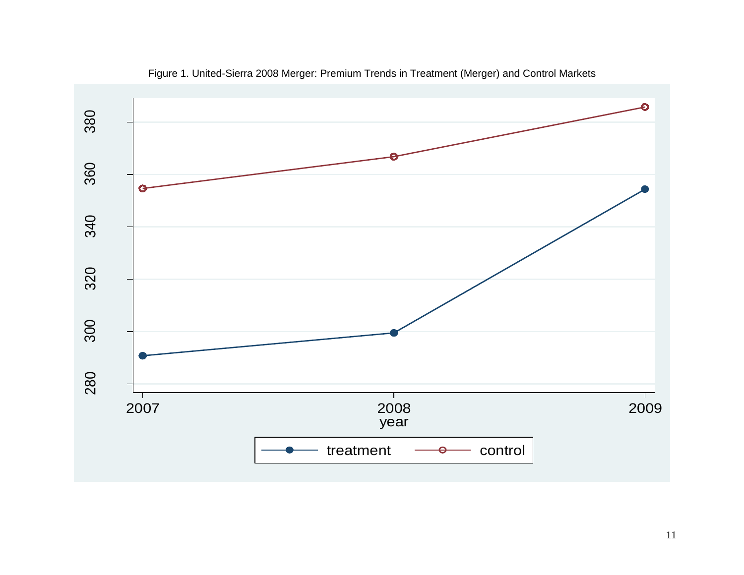Figure 1. United-Sierra 2008 Merger: Premium Trends in Treatment (Merger) and Control Markets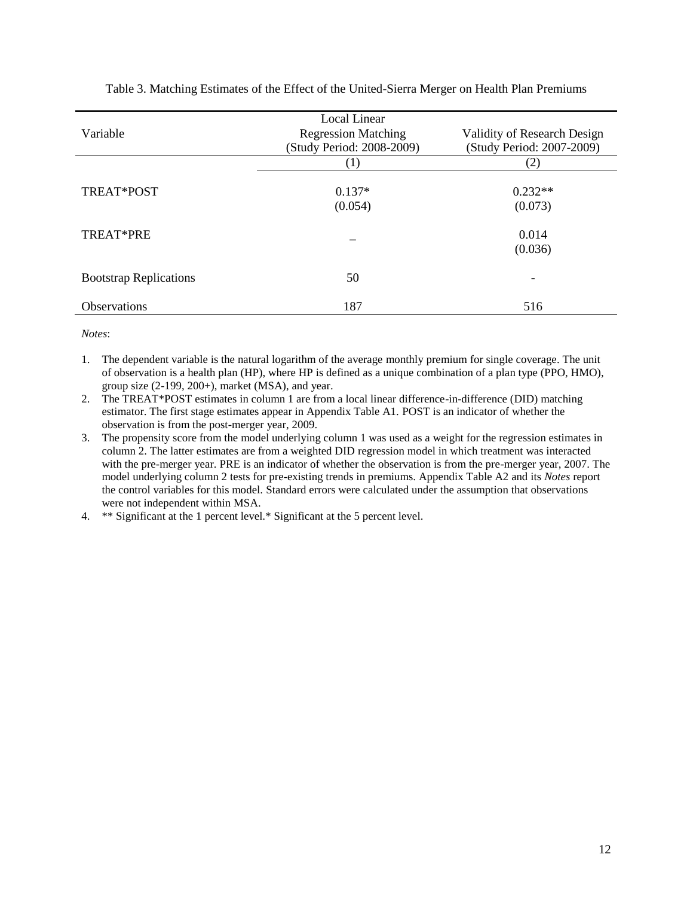Table 3. Matching Estimates of the Effect of the United-Sierra Merger on Health Plan Premiums

| Variable | Local Linear Regression Matching (Study Period: 2008-2009) | Validity of Research Design (Study Period: 2007-2009) |
|---|---|---|
| | (1) | (2) |
| TREAT*POST | 0.137* | 0.232** |
| | (0.054) | (0.073) |
| TREAT*PRE | _ | 0.014 |
| | | (0.036) |
| Bootstrap Replications | 50 | - |
| Observations | 187 | 516 |

*Notes*:

1. The dependent variable is the natural logarithm of the average monthly premium for single coverage. The unit of observation is a health plan (HP), where HP is defined as a unique combination of a plan type (PPO, HMO), group size (2-199, 200+), market (MSA), and year.
2. The TREAT*POST estimates in column 1 are from a local linear difference-in-difference (DID) matching estimator. The first stage estimates appear in Appendix Table A1. POST is an indicator of whether the observation is from the post-merger year, 2009.
3. The propensity score from the model underlying column 1 was used as a weight for the regression estimates in column 2. The latter estimates are from a weighted DID regression model in which treatment was interacted with the pre-merger year. PRE is an indicator of whether the observation is from the pre-merger year, 2007. The model underlying column 2 tests for pre-existing trends in premiums. Appendix Table A2 and its *Notes* report the control variables for this model. Standard errors were calculated under the assumption that observations were not independent within MSA.
4. ** Significant at the 1 percent level.* Significant at the 5 percent level.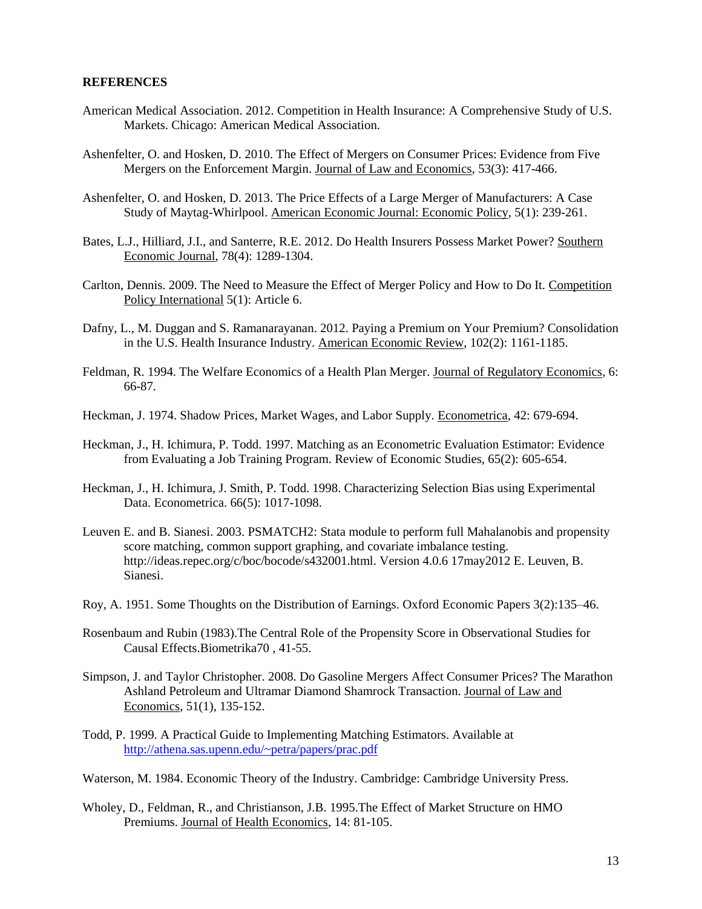## REFERENCES

American Medical Association. 2012. Competition in Health Insurance: A Comprehensive Study of U.S. Markets. Chicago: American Medical Association.

Ashenfelter, O. and Hosken, D. 2010. The Effect of Mergers on Consumer Prices: Evidence from Five Mergers on the Enforcement Margin. Journal of Law and Economics, 53(3): 417-466.

Ashenfelter, O. and Hosken, D. 2013. The Price Effects of a Large Merger of Manufacturers: A Case Study of Maytag-Whirlpool. American Economic Journal: Economic Policy, 5(1): 239-261.

Bates, L.J., Hilliard, J.I., and Santerre, R.E. 2012. Do Health Insurers Possess Market Power? Southern Economic Journal, 78(4): 1289-1304.

Carlton, Dennis. 2009. The Need to Measure the Effect of Merger Policy and How to Do It. Competition Policy International 5(1): Article 6.

Dafny, L., M. Duggan and S. Ramanarayanan. 2012. Paying a Premium on Your Premium? Consolidation in the U.S. Health Insurance Industry. American Economic Review, 102(2): 1161-1185.

Feldman, R. 1994. The Welfare Economics of a Health Plan Merger. Journal of Regulatory Economics, 6: 66-87.

Heckman, J. 1974. Shadow Prices, Market Wages, and Labor Supply. Econometrica, 42: 679-694.

Heckman, J., H. Ichimura, P. Todd. 1997. Matching as an Econometric Evaluation Estimator: Evidence from Evaluating a Job Training Program. Review of Economic Studies, 65(2): 605-654.

Heckman, J., H. Ichimura, J. Smith, P. Todd. 1998. Characterizing Selection Bias using Experimental Data. Econometrica. 66(5): 1017-1098.

Leuven E. and B. Sianesi. 2003. PSMATCH2: Stata module to perform full Mahalanobis and propensity score matching, common support graphing, and covariate imbalance testing. http://ideas.repec.org/c/boc/bocode/s432001.html. Version 4.0.6 17may2012 E. Leuven, B. Sianesi.

Roy, A. 1951. Some Thoughts on the Distribution of Earnings. Oxford Economic Papers 3(2):135–46.

Rosenbaum and Rubin (1983).The Central Role of the Propensity Score in Observational Studies for Causal Effects.Biometrika70 , 41-55.

Simpson, J. and Taylor Christopher. 2008. Do Gasoline Mergers Affect Consumer Prices? The Marathon Ashland Petroleum and Ultramar Diamond Shamrock Transaction. Journal of Law and Economics, 51(1), 135-152.

Todd, P. 1999. A Practical Guide to Implementing Matching Estimators. Available at http://athena.sas.upenn.edu/~petra/papers/prac.pdf

Waterson, M. 1984. Economic Theory of the Industry. Cambridge: Cambridge University Press.

Wholey, D., Feldman, R., and Christianson, J.B. 1995.The Effect of Market Structure on HMO Premiums. Journal of Health Economics, 14: 81-105.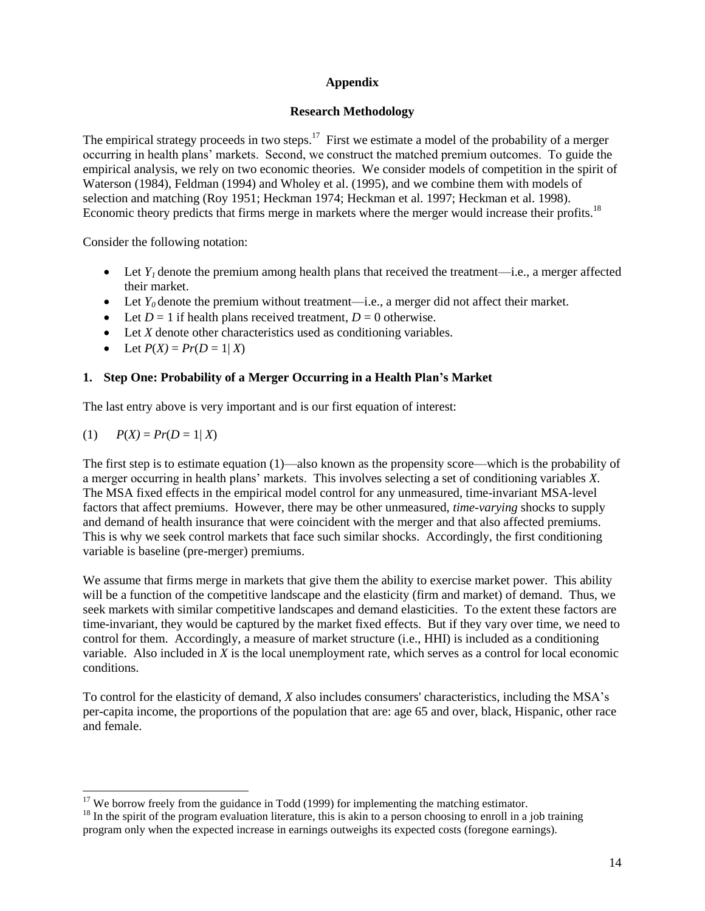# Appendix

## Research Methodology

The empirical strategy proceeds in two steps.[17] First we estimate a model of the probability of a merger occurring in health plans' markets. Second, we construct the matched premium outcomes. To guide the empirical analysis, we rely on two economic theories. We consider models of competition in the spirit of Waterson (1984), Feldman (1994) and Wholey et al. (1995), and we combine them with models of selection and matching (Roy 1951; Heckman 1974; Heckman et al. 1997; Heckman et al. 1998). Economic theory predicts that firms merge in markets where the merger would increase their profits.[18]

Consider the following notation:

- Let $Y_1$ denote the premium among health plans that received the treatment—i.e., a merger affected their market.
- Let $Y_0$ denote the premium without treatment—i.e., a merger did not affect their market.
- Let $D = 1$ if health plans received treatment, $D = 0$ otherwise.
- Let $X$ denote other characteristics used as conditioning variables.
- Let $P(X) = Pr(D = 1| X)$

### 1. Step One: Probability of a Merger Occurring in a Health Plan's Market

The last entry above is very important and is our first equation of interest:

$$(1) \quad P(X) = Pr(D = 1| X)$$

The first step is to estimate equation (1)—also known as the propensity score—which is the probability of a merger occurring in health plans' markets. This involves selecting a set of conditioning variables $X$. The MSA fixed effects in the empirical model control for any unmeasured, time-invariant MSA-level factors that affect premiums. However, there may be other unmeasured, *time-varying* shocks to supply and demand of health insurance that were coincident with the merger and that also affected premiums. This is why we seek control markets that face such similar shocks. Accordingly, the first conditioning variable is baseline (pre-merger) premiums.

We assume that firms merge in markets that give them the ability to exercise market power. This ability will be a function of the competitive landscape and the elasticity (firm and market) of demand. Thus, we seek markets with similar competitive landscapes and demand elasticities. To the extent these factors are time-invariant, they would be captured by the market fixed effects. But if they vary over time, we need to control for them. Accordingly, a measure of market structure (i.e., HHI) is included as a conditioning variable. Also included in $X$ is the local unemployment rate, which serves as a control for local economic conditions.

To control for the elasticity of demand, $X$ also includes consumers' characteristics, including the MSA's per-capita income, the proportions of the population that are: age 65 and over, black, Hispanic, other race and female.

[17] We borrow freely from the guidance in Todd (1999) for implementing the matching estimator.

[18] In the spirit of the program evaluation literature, this is akin to a person choosing to enroll in a job training program only when the expected increase in earnings outweighs its expected costs (foregone earnings).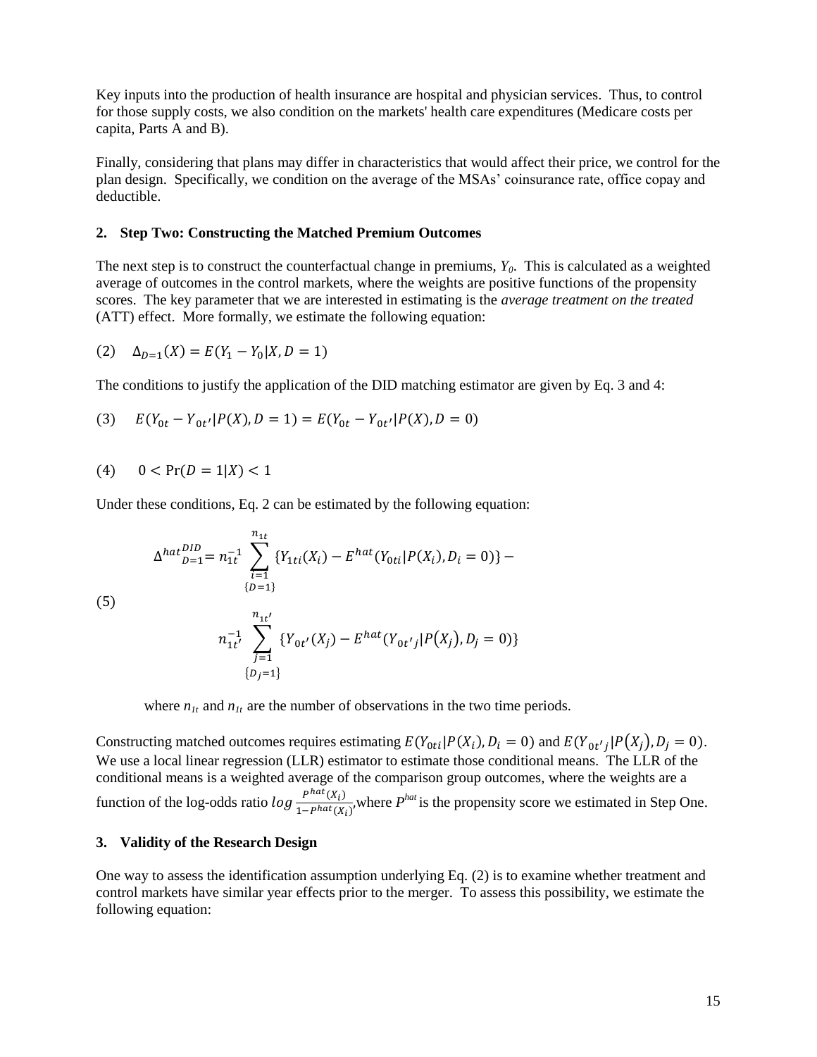Key inputs into the production of health insurance are hospital and physician services. Thus, to control for those supply costs, we also condition on the markets' health care expenditures (Medicare costs per capita, Parts A and B).

Finally, considering that plans may differ in characteristics that would affect their price, we control for the plan design. Specifically, we condition on the average of the MSAs' coinsurance rate, office copay and deductible.

### 2. Step Two: Constructing the Matched Premium Outcomes

The next step is to construct the counterfactual change in premiums, $Y_0$. This is calculated as a weighted average of outcomes in the control markets, where the weights are positive functions of the propensity scores. The key parameter that we are interested in estimating is the *average treatment on the treated* (ATT) effect. More formally, we estimate the following equation:

$$(2) \quad \Delta_{D=1}(X) = E(Y_1 - Y_0 | X, D = 1)$$

The conditions to justify the application of the DID matching estimator are given by Eq. 3 and 4:

$$(3) \quad E(Y_{0t} - Y_{0t'} | P(X), D = 1) = E(Y_{0t} - Y_{0t'} | P(X), D = 0)$$

$$(4) \quad 0 < \Pr(D = 1|X) < 1$$

Under these conditions, Eq. 2 can be estimated by the following equation:

$$(5) \quad \Delta^{hat}{}^{DID}_{D=1} = n_{1t}^{-1} \sum_{\substack{i=1 \\ \{D=1\}}}^{n_{1t}} \{Y_{1ti}(X_i) - E^{hat}(Y_{0ti} | P(X_i), D_i = 0)\} - n_{1t'}^{-1} \sum_{\substack{j=1 \\ \{D_j=1\}}}^{n_{1t'}} \{Y_{0t'}(X_j) - E^{hat}(Y_{0t'j} | P(X_j), D_j = 0)\}$$

where $n_{1t}$ and $n_{1t}$ are the number of observations in the two time periods.

Constructing matched outcomes requires estimating $E(Y_{0ti} | P(X_i), D_i = 0)$ and $E(Y_{0t'j} | P(X_j), D_j = 0)$. We use a local linear regression (LLR) estimator to estimate those conditional means. The LLR of the conditional means is a weighted average of the comparison group outcomes, where the weights are a function of the log-odds ratio $log \frac{P^{hat}(X_i)}{1-P^{hat}(X_i)}$, where $P^{hat}$ is the propensity score we estimated in Step One.

### 3. Validity of the Research Design

One way to assess the identification assumption underlying Eq. (2) is to examine whether treatment and control markets have similar year effects prior to the merger. To assess this possibility, we estimate the following equation: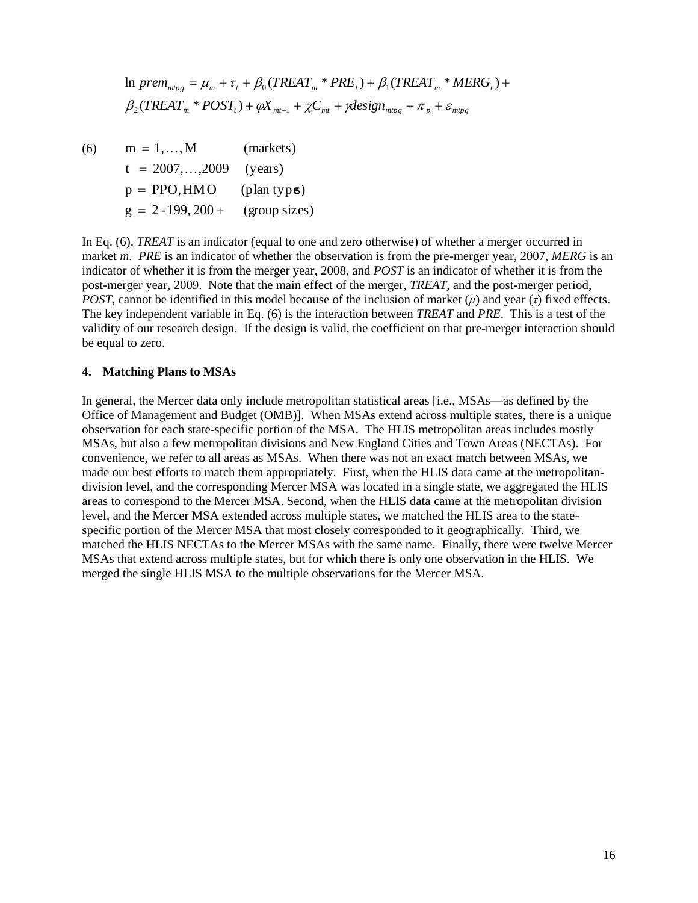$$\ln prem_{mtpg} = \mu_m + \tau_t + \beta_0 (TREAT_m * PRE_t) + \beta_1 (TREAT_m * MERG_t) + \beta_2 (TREAT_m * POST_t) + \varphi X_{mt-1} + \chi C_{mt} + \gamma design_{mtpg} + \pi_p + \varepsilon_{mtpg}$$

$$(6) \qquad \begin{aligned} m &= 1,\ldots,M && \text{(markets)} \\ t &= 2007,\ldots,2009 && \text{(years)} \\ p &= \text{PPO, HMO} && \text{(plan types)} \\ g &= 2\text{-}199,\ 200+ && \text{(group sizes)} \end{aligned}$$

In Eq. (6), *TREAT* is an indicator (equal to one and zero otherwise) of whether a merger occurred in market *m*. *PRE* is an indicator of whether the observation is from the pre-merger year, 2007, *MERG* is an indicator of whether it is from the merger year, 2008, and *POST* is an indicator of whether it is from the post-merger year, 2009. Note that the main effect of the merger, *TREAT*, and the post-merger period, *POST*, cannot be identified in this model because of the inclusion of market ($\mu$) and year ($\tau$) fixed effects. The key independent variable in Eq. (6) is the interaction between *TREAT* and *PRE*. This is a test of the validity of our research design. If the design is valid, the coefficient on that pre-merger interaction should be equal to zero.

### 4. Matching Plans to MSAs

In general, the Mercer data only include metropolitan statistical areas [i.e., MSAs—as defined by the Office of Management and Budget (OMB)]. When MSAs extend across multiple states, there is a unique observation for each state-specific portion of the MSA. The HLIS metropolitan areas includes mostly MSAs, but also a few metropolitan divisions and New England Cities and Town Areas (NECTAs). For convenience, we refer to all areas as MSAs. When there was not an exact match between MSAs, we made our best efforts to match them appropriately. First, when the HLIS data came at the metropolitan-division level, and the corresponding Mercer MSA was located in a single state, we aggregated the HLIS areas to correspond to the Mercer MSA. Second, when the HLIS data came at the metropolitan division level, and the Mercer MSA extended across multiple states, we matched the HLIS area to the state-specific portion of the Mercer MSA that most closely corresponded to it geographically. Third, we matched the HLIS NECTAs to the Mercer MSAs with the same name. Finally, there were twelve Mercer MSAs that extend across multiple states, but for which there is only one observation in the HLIS. We merged the single HLIS MSA to the multiple observations for the Mercer MSA.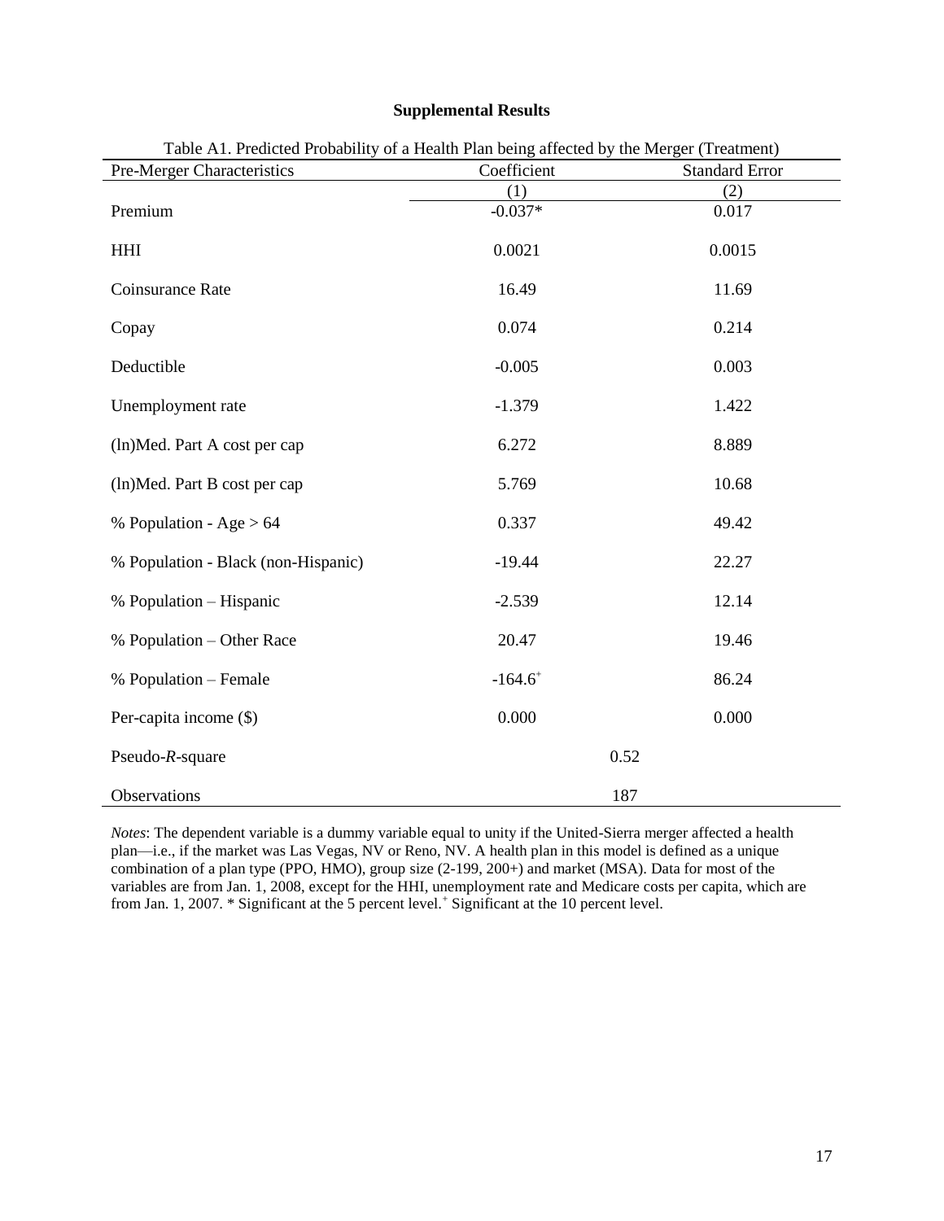**Supplemental Results**

Table A1. Predicted Probability of a Health Plan being affected by the Merger (Treatment)

| Pre-Merger Characteristics | Coefficient | Standard Error |
|---|---|---|
| | (1) | (2) |
| Premium | -0.037* | 0.017 |
| HHI | 0.0021 | 0.0015 |
| Coinsurance Rate | 16.49 | 11.69 |
| Copay | 0.074 | 0.214 |
| Deductible | -0.005 | 0.003 |
| Unemployment rate | -1.379 | 1.422 |
| (ln)Med. Part A cost per cap | 6.272 | 8.889 |
| (ln)Med. Part B cost per cap | 5.769 | 10.68 |
| % Population - Age > 64 | 0.337 | 49.42 |
| % Population - Black (non-Hispanic) | -19.44 | 22.27 |
| % Population – Hispanic | -2.539 | 12.14 |
| % Population – Other Race | 20.47 | 19.46 |
| % Population – Female | -164.6⁺ | 86.24 |
| Per-capita income ($) | 0.000 | 0.000 |
| Pseudo-*R*-square | 0.52 | |
| Observations | 187 | |

*Notes*: The dependent variable is a dummy variable equal to unity if the United-Sierra merger affected a health plan—i.e., if the market was Las Vegas, NV or Reno, NV. A health plan in this model is defined as a unique combination of a plan type (PPO, HMO), group size (2-199, 200+) and market (MSA). Data for most of the variables are from Jan. 1, 2008, except for the HHI, unemployment rate and Medicare costs per capita, which are from Jan. 1, 2007. * Significant at the 5 percent level. ⁺ Significant at the 10 percent level.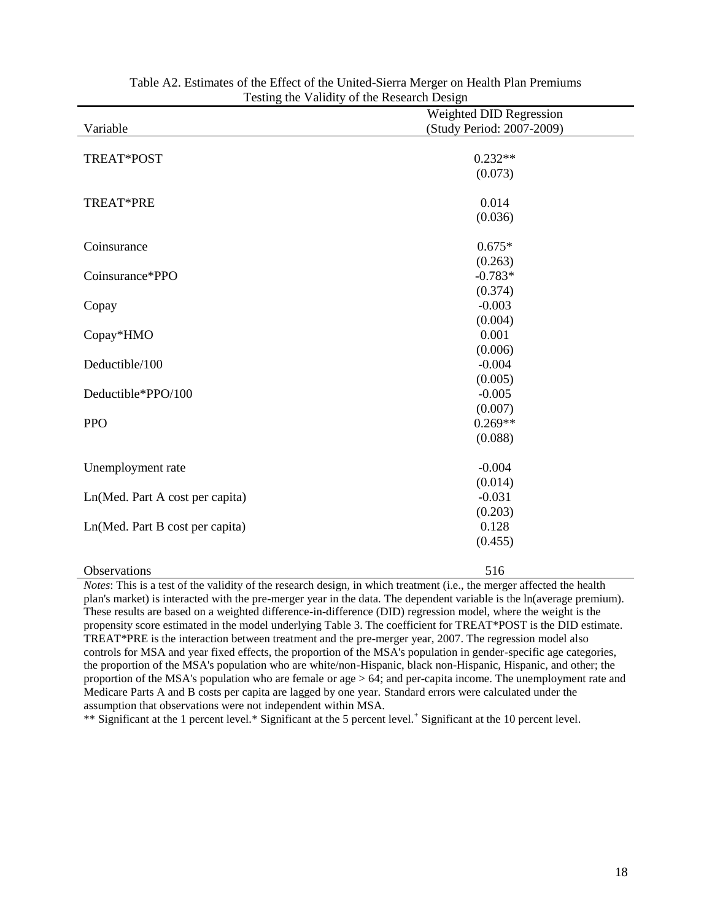Table A2. Estimates of the Effect of the United-Sierra Merger on Health Plan Premiums
Testing the Validity of the Research Design

| Variable | Weighted DID Regression (Study Period: 2007-2009) |
|---|---|
| TREAT*POST | 0.232** |
| | (0.073) |
| TREAT*PRE | 0.014 |
| | (0.036) |
| Coinsurance | 0.675* |
| | (0.263) |
| Coinsurance*PPO | -0.783* |
| | (0.374) |
| Copay | -0.003 |
| | (0.004) |
| Copay*HMO | 0.001 |
| | (0.006) |
| Deductible/100 | -0.004 |
| | (0.005) |
| Deductible*PPO/100 | -0.005 |
| | (0.007) |
| PPO | 0.269** |
| | (0.088) |
| Unemployment rate | -0.004 |
| | (0.014) |
| Ln(Med. Part A cost per capita) | -0.031 |
| | (0.203) |
| Ln(Med. Part B cost per capita) | 0.128 |
| | (0.455) |
| Observations | 516 |

*Notes*: This is a test of the validity of the research design, in which treatment (i.e., the merger affected the health plan's market) is interacted with the pre-merger year in the data. The dependent variable is the ln(average premium). These results are based on a weighted difference-in-difference (DID) regression model, where the weight is the propensity score estimated in the model underlying Table 3. The coefficient for TREAT*POST is the DID estimate. TREAT*PRE is the interaction between treatment and the pre-merger year, 2007. The regression model also controls for MSA and year fixed effects, the proportion of the MSA's population in gender-specific age categories, the proportion of the MSA's population who are white/non-Hispanic, black non-Hispanic, Hispanic, and other; the proportion of the MSA's population who are female or age > 64; and per-capita income. The unemployment rate and Medicare Parts A and B costs per capita are lagged by one year. Standard errors were calculated under the assumption that observations were not independent within MSA.

** Significant at the 1 percent level.* Significant at the 5 percent level.$^{+}$ Significant at the 10 percent level.